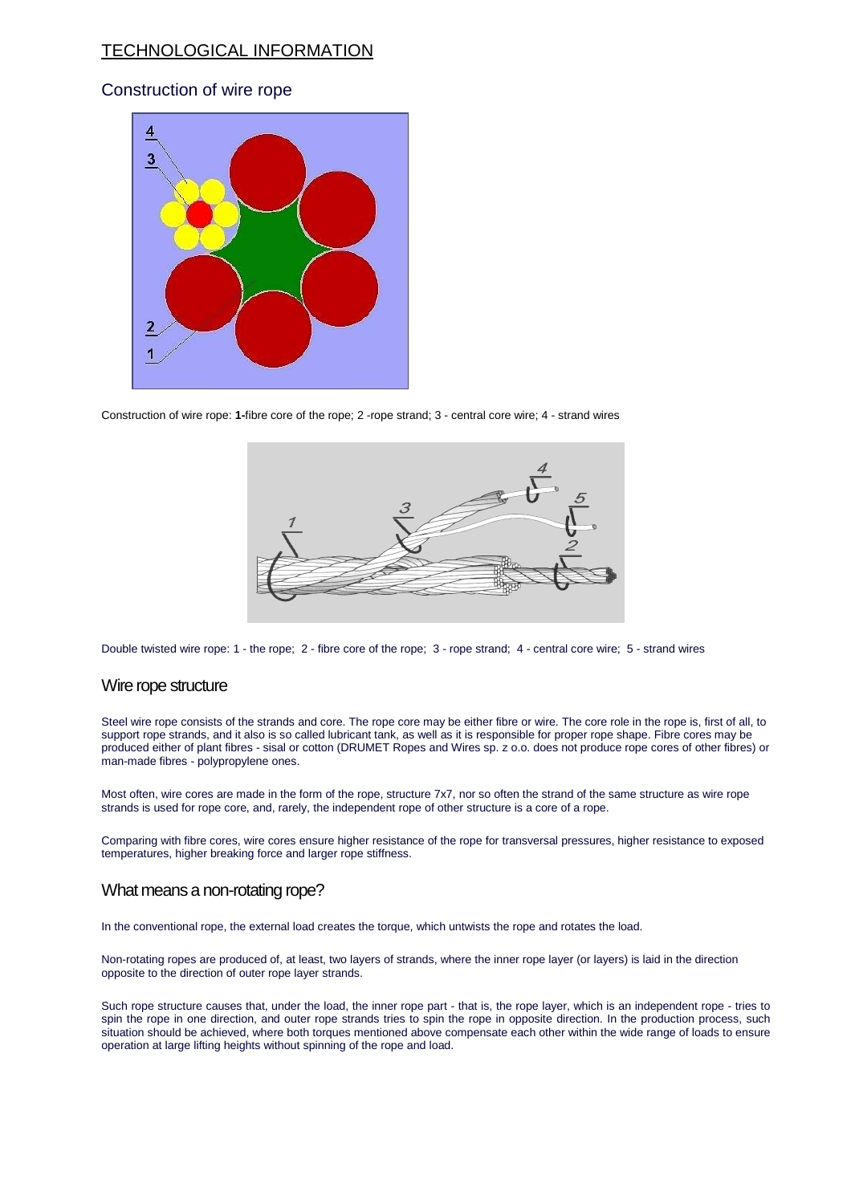## TECHNOLOGICAL INFORMATION

### Construction of wire rope

Construction of wire rope: **1-**fibre core of the rope; 2 -rope strand; 3 - central core wire; 4 - strand wires

Double twisted wire rope: 1 - the rope; 2 - fibre core of the rope; 3 - rope strand; 4 - central core wire; 5 - strand wires

### Wire rope structure

Steel wire rope consists of the strands and core. The rope core may be either fibre or wire. The core role in the rope is, first of all, to support rope strands, and it also is so called lubricant tank, as well as it is responsible for proper rope shape. Fibre cores may be produced either of plant fibres - sisal or cotton (DRUMET Ropes and Wires sp. z o.o. does not produce rope cores of other fibres) or man-made fibres - polypropylene ones.

Most often, wire cores are made in the form of the rope, structure 7x7, nor so often the strand of the same structure as wire rope strands is used for rope core, and, rarely, the independent rope of other structure is a core of a rope.

Comparing with fibre cores, wire cores ensure higher resistance of the rope for transversal pressures, higher resistance to exposed temperatures, higher breaking force and larger rope stiffness.

### What means a non-rotating rope?

In the conventional rope, the external load creates the torque, which untwists the rope and rotates the load.

Non-rotating ropes are produced of, at least, two layers of strands, where the inner rope layer (or layers) is laid in the direction opposite to the direction of outer rope layer strands.

Such rope structure causes that, under the load, the inner rope part - that is, the rope layer, which is an independent rope - tries to spin the rope in one direction, and outer rope strands tries to spin the rope in opposite direction. In the production process, such situation should be achieved, where both torques mentioned above compensate each other within the wide range of loads to ensure operation at large lifting heights without spinning of the rope and load.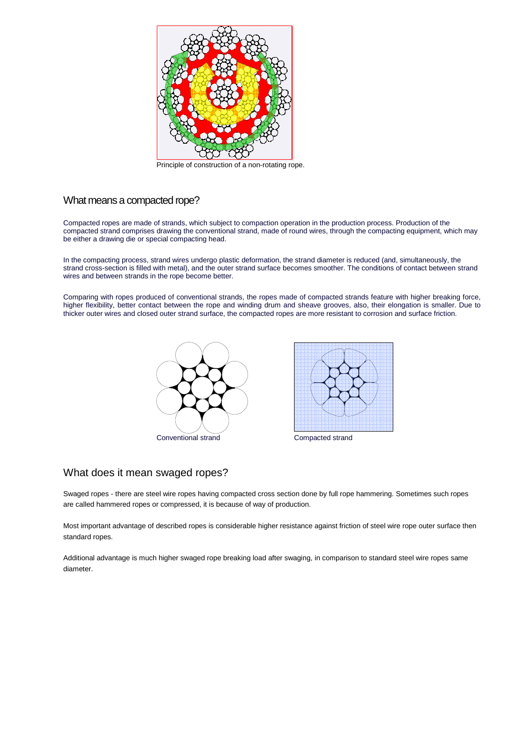Principle of construction of a non-rotating rope.

## What means a compacted rope?

Compacted ropes are made of strands, which subject to compaction operation in the production process. Production of the compacted strand comprises drawing the conventional strand, made of round wires, through the compacting equipment, which may be either a drawing die or special compacting head.

In the compacting process, strand wires undergo plastic deformation, the strand diameter is reduced (and, simultaneously, the strand cross-section is filled with metal), and the outer strand surface becomes smoother. The conditions of contact between strand wires and between strands in the rope become better.

Comparing with ropes produced of conventional strands, the ropes made of compacted strands feature with higher breaking force, higher flexibility, better contact between the rope and winding drum and sheave grooves, also, their elongation is smaller. Due to thicker outer wires and closed outer strand surface, the compacted ropes are more resistant to corrosion and surface friction.

Conventional strand

Compacted strand

## What does it mean swaged ropes?

Swaged ropes - there are steel wire ropes having compacted cross section done by full rope hammering. Sometimes such ropes are called hammered ropes or compressed, it is because of way of production.

Most important advantage of described ropes is considerable higher resistance against friction of steel wire rope outer surface then standard ropes.

Additional advantage is much higher swaged rope breaking load after swaging, in comparison to standard steel wire ropes same diameter.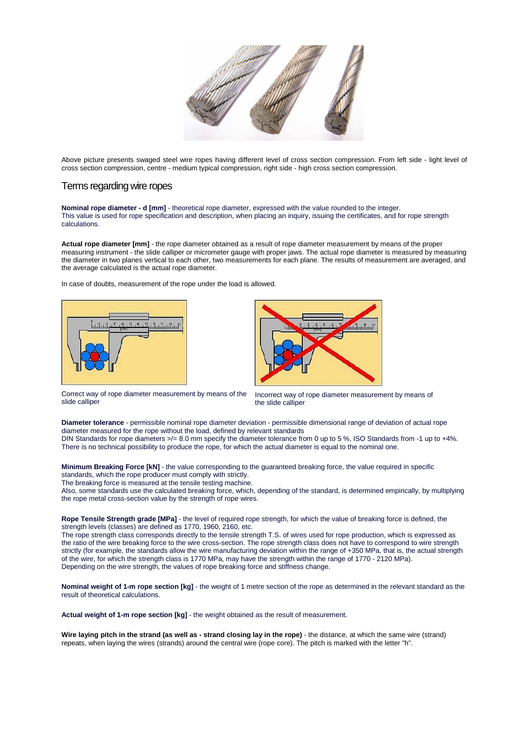Above picture presents swaged steel wire ropes having different level of cross section compression. From left side - light level of cross section compression, centre - medium typical compression, right side - high cross section compression.

## Terms regarding wire ropes

**Nominal rope diameter - d [mm]** - theoretical rope diameter, expressed with the value rounded to the integer.
This value is used for rope specification and description, when placing an inquiry, issuing the certificates, and for rope strength calculations.

**Actual rope diameter [mm]** - the rope diameter obtained as a result of rope diameter measurement by means of the proper measuring instrument - the slide calliper or micrometer gauge with proper jaws. The actual rope diameter is measured by measuring the diameter in two planes vertical to each other, two measurements for each plane. The results of measurement are averaged, and the average calculated is the actual rope diameter.

In case of doubts, measurement of the rope under the load is allowed.

Correct way of rope diameter measurement by means of the slide calliper

Incorrect way of rope diameter measurement by means of the slide calliper

**Diameter tolerance** - permissible nominal rope diameter deviation - permissible dimensional range of deviation of actual rope diameter measured for the rope without the load, defined by relevant standards
DIN Standards for rope diameters >/= 8.0 mm specify the diameter tolerance from 0 up to 5 %, ISO Standards from -1 up to +4%.
There is no technical possibility to produce the rope, for which the actual diameter is equal to the nominal one.

**Minimum Breaking Force [kN]** - the value corresponding to the guaranteed breaking force, the value required in specific standards, which the rope producer must comply with strictly.
The breaking force is measured at the tensile testing machine.
Also, some standards use the calculated breaking force, which, depending of the standard, is determined empirically, by multiplying the rope metal cross-section value by the strength of rope wires.

**Rope Tensile Strength grade [MPa]** - the level of required rope strength, for which the value of breaking force is defined, the strength levels (classes) are defined as 1770, 1960, 2160, etc.
The rope strength class corresponds directly to the tensile strength T.S. of wires used for rope production, which is expressed as the ratio of the wire breaking force to the wire cross-section. The rope strength class does not have to correspond to wire strength strictly (for example, the standards allow the wire manufacturing deviation within the range of +350 MPa, that is, the actual strength of the wire, for which the strength class is 1770 MPa, may have the strength within the range of 1770 - 2120 MPa).
Depending on the wire strength, the values of rope breaking force and stiffness change.

**Nominal weight of 1-m rope section [kg]** - the weight of 1 metre section of the rope as determined in the relevant standard as the result of theoretical calculations.

**Actual weight of 1-m rope section [kg]** - the weight obtained as the result of measurement.

**Wire laying pitch in the strand (as well as - strand closing lay in the rope)** - the distance, at which the same wire (strand) repeats, when laying the wires (strands) around the central wire (rope core). The pitch is marked with the letter "h".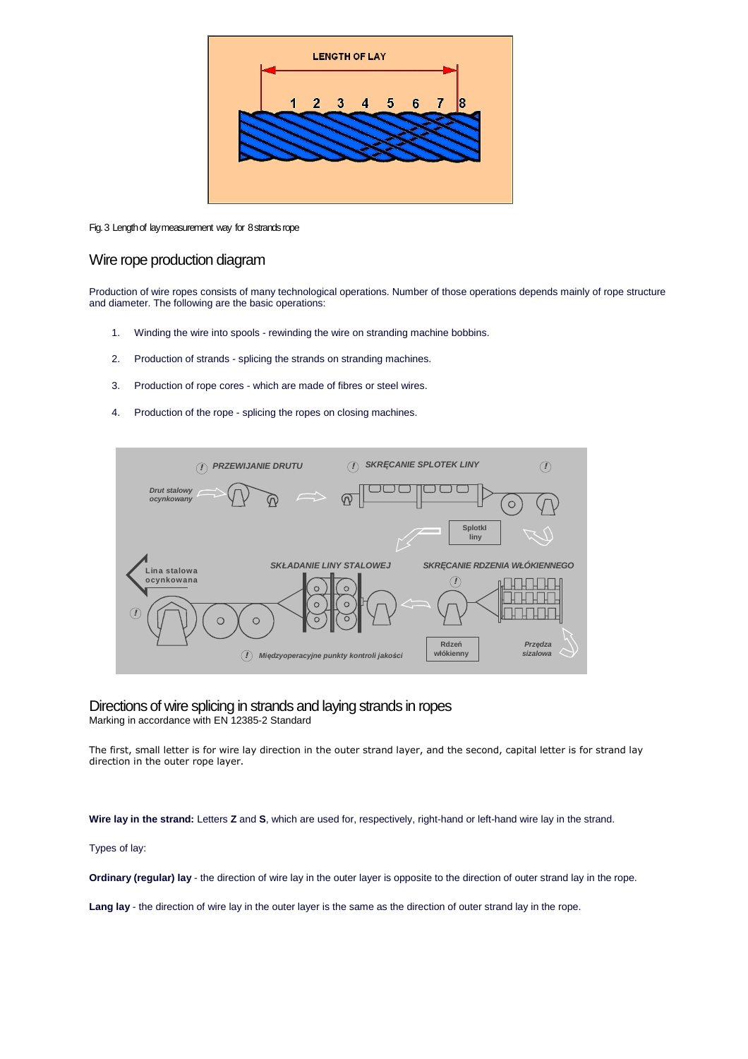Fig. 3 Length of lay measurement way for 8 strands rope

## Wire rope production diagram

Production of wire ropes consists of many technological operations. Number of those operations depends mainly of rope structure and diameter. The following are the basic operations:

1. Winding the wire into spools - rewinding the wire on stranding machine bobbins.
2. Production of strands - splicing the strands on stranding machines.
3. Production of rope cores - which are made of fibres or steel wires.
4. Production of the rope - splicing the ropes on closing machines.

## Directions of wire splicing in strands and laying strands in ropes

Marking in accordance with EN 12385-2 Standard

The first, small letter is for wire lay direction in the outer strand layer, and the second, capital letter is for strand lay direction in the outer rope layer.

**Wire lay in the strand:** Letters **Z** and **S**, which are used for, respectively, right-hand or left-hand wire lay in the strand.

Types of lay:

**Ordinary (regular) lay** - the direction of wire lay in the outer layer is opposite to the direction of outer strand lay in the rope.

**Lang lay** - the direction of wire lay in the outer layer is the same as the direction of outer strand lay in the rope.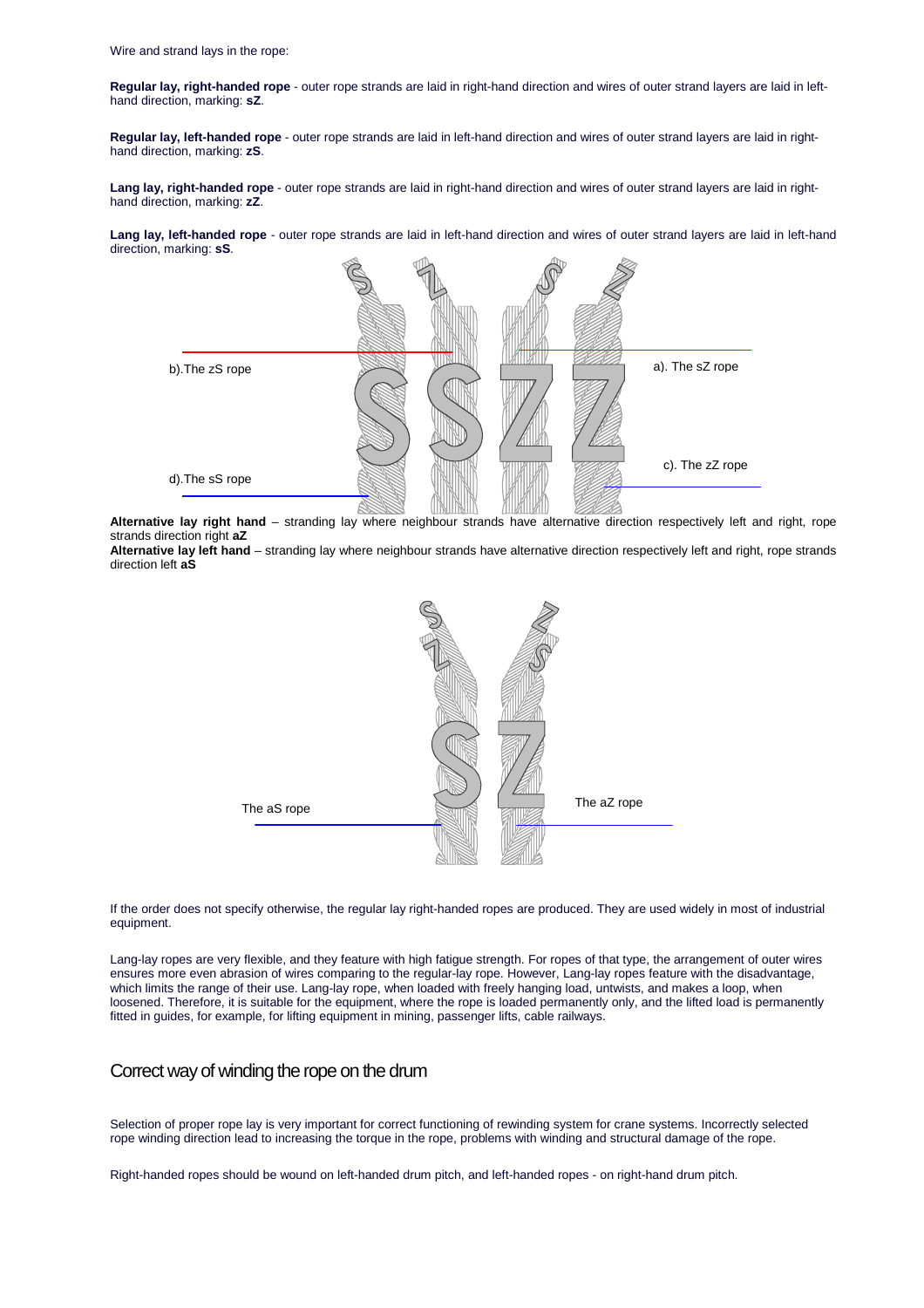Wire and strand lays in the rope:

**Regular lay, right-handed rope** - outer rope strands are laid in right-hand direction and wires of outer strand layers are laid in left-hand direction, marking: **sZ**.

**Regular lay, left-handed rope** - outer rope strands are laid in left-hand direction and wires of outer strand layers are laid in right-hand direction, marking: **zS**.

**Lang lay, right-handed rope** - outer rope strands are laid in right-hand direction and wires of outer strand layers are laid in right-hand direction, marking: **zZ**.

**Lang lay, left-handed rope** - outer rope strands are laid in left-hand direction and wires of outer strand layers are laid in left-hand direction, marking: **sS**.

b).The zS rope

a). The sZ rope

c). The zZ rope

d).The sS rope

**Alternative lay right hand** – stranding lay where neighbour strands have alternative direction respectively left and right, rope strands direction right **aZ**

**Alternative lay left hand** – stranding lay where neighbour strands have alternative direction respectively left and right, rope strands direction left **aS**

The aS rope

The aZ rope

If the order does not specify otherwise, the regular lay right-handed ropes are produced. They are used widely in most of industrial equipment.

Lang-lay ropes are very flexible, and they feature with high fatigue strength. For ropes of that type, the arrangement of outer wires ensures more even abrasion of wires comparing to the regular-lay rope. However, Lang-lay ropes feature with the disadvantage, which limits the range of their use. Lang-lay rope, when loaded with freely hanging load, untwists, and makes a loop, when loosened. Therefore, it is suitable for the equipment, where the rope is loaded permanently only, and the lifted load is permanently fitted in guides, for example, for lifting equipment in mining, passenger lifts, cable railways.

## Correct way of winding the rope on the drum

Selection of proper rope lay is very important for correct functioning of rewinding system for crane systems. Incorrectly selected rope winding direction lead to increasing the torque in the rope, problems with winding and structural damage of the rope.

Right-handed ropes should be wound on left-handed drum pitch, and left-handed ropes - on right-hand drum pitch.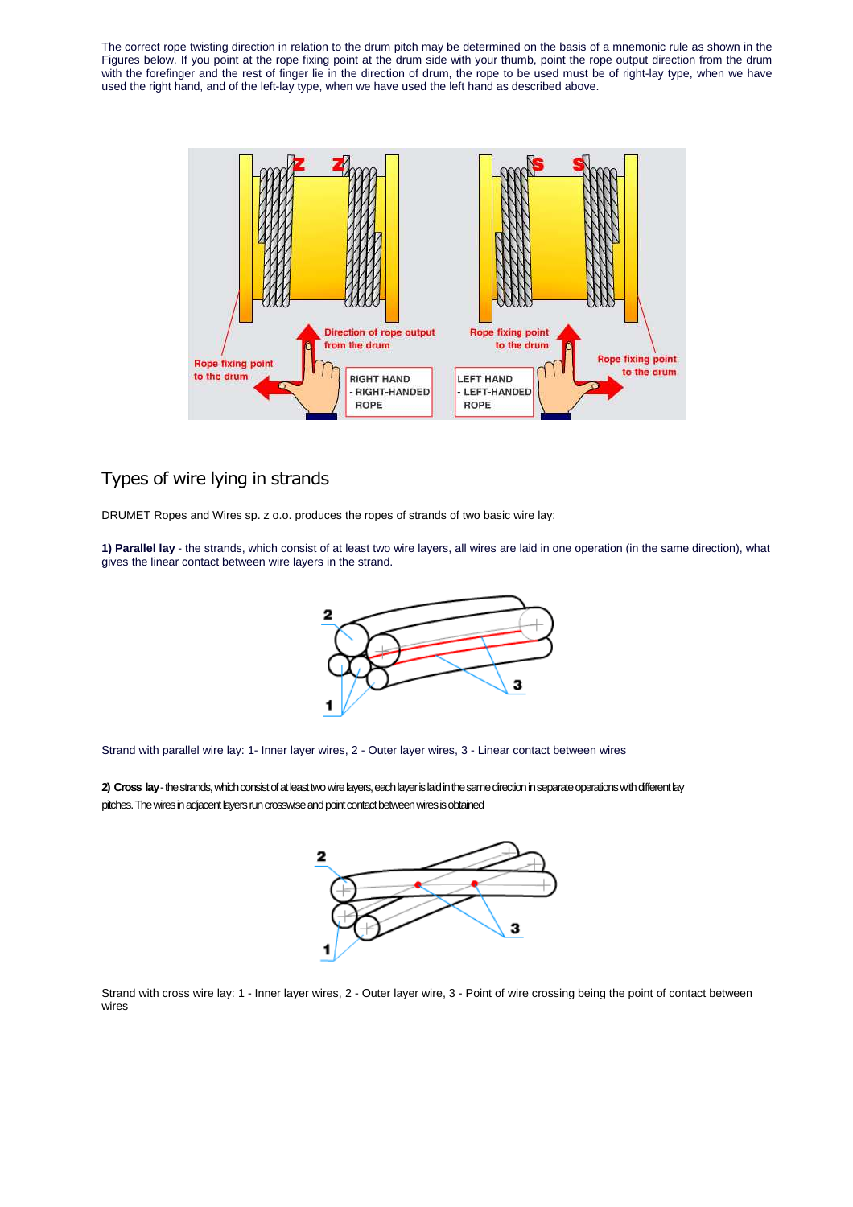The correct rope twisting direction in relation to the drum pitch may be determined on the basis of a mnemonic rule as shown in the Figures below. If you point at the rope fixing point at the drum side with your thumb, point the rope output direction from the drum with the forefinger and the rest of finger lie in the direction of drum, the rope to be used must be of right-lay type, when we have used the right hand, and of the left-lay type, when we have used the left hand as described above.

## Types of wire lying in strands

DRUMET Ropes and Wires sp. z o.o. produces the ropes of strands of two basic wire lay:

**1) Parallel lay** - the strands, which consist of at least two wire layers, all wires are laid in one operation (in the same direction), what gives the linear contact between wire layers in the strand.

Strand with parallel wire lay: 1- Inner layer wires, 2 - Outer layer wires, 3 - Linear contact between wires

**2) Cross lay** - the strands, which consist of at least two wire layers, each layer is laid in the same direction in separate operations with different lay pitches. The wires in adjacent layers run crosswise and point contact between wires is obtained

Strand with cross wire lay: 1 - Inner layer wires, 2 - Outer layer wire, 3 - Point of wire crossing being the point of contact between wires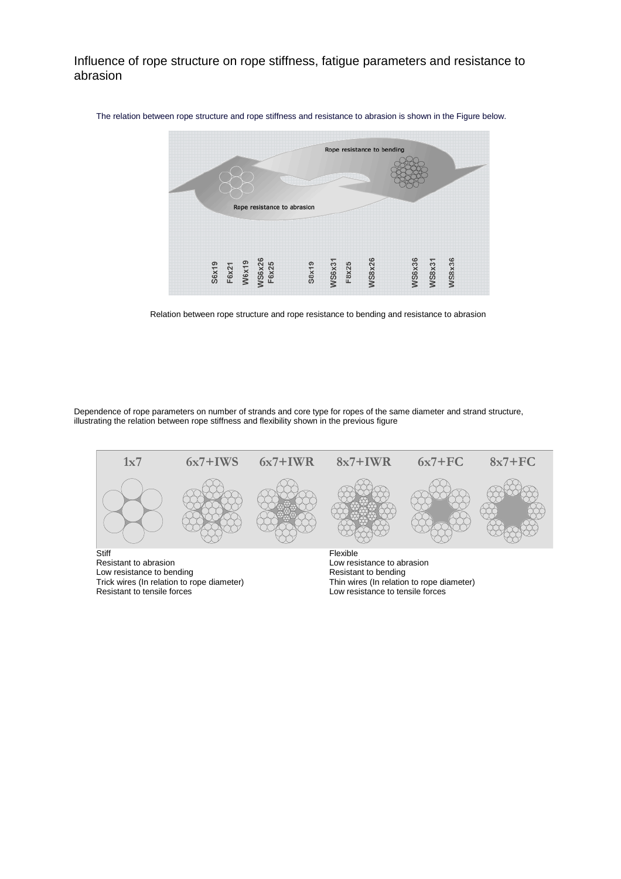# Influence of rope structure on rope stiffness, fatigue parameters and resistance to abrasion

The relation between rope structure and rope stiffness and resistance to abrasion is shown in the Figure below.

Rope resistance to bending

Rope resistance to abrasion

S6x19 F6x21 W6x19 WS6x26 F6x25 S8x19 WS6x31 F8x25 WS8x26 WS6x36 WS8x31 WS8x36

Relation between rope structure and rope resistance to bending and resistance to abrasion

Dependence of rope parameters on number of strands and core type for ropes of the same diameter and strand structure, illustrating the relation between rope stiffness and flexibility shown in the previous figure

| 1x7 | 6x7+IWS | 6x7+IWR | 8x7+IWR | 6x7+FC | 8x7+FC |
|---|---|---|---|---|---|

Stiff
Resistant to abrasion
Low resistance to bending
Trick wires (In relation to rope diameter)
Resistant to tensile forces

Flexible
Low resistance to abrasion
Resistant to bending
Thin wires (In relation to rope diameter)
Low resistance to tensile forces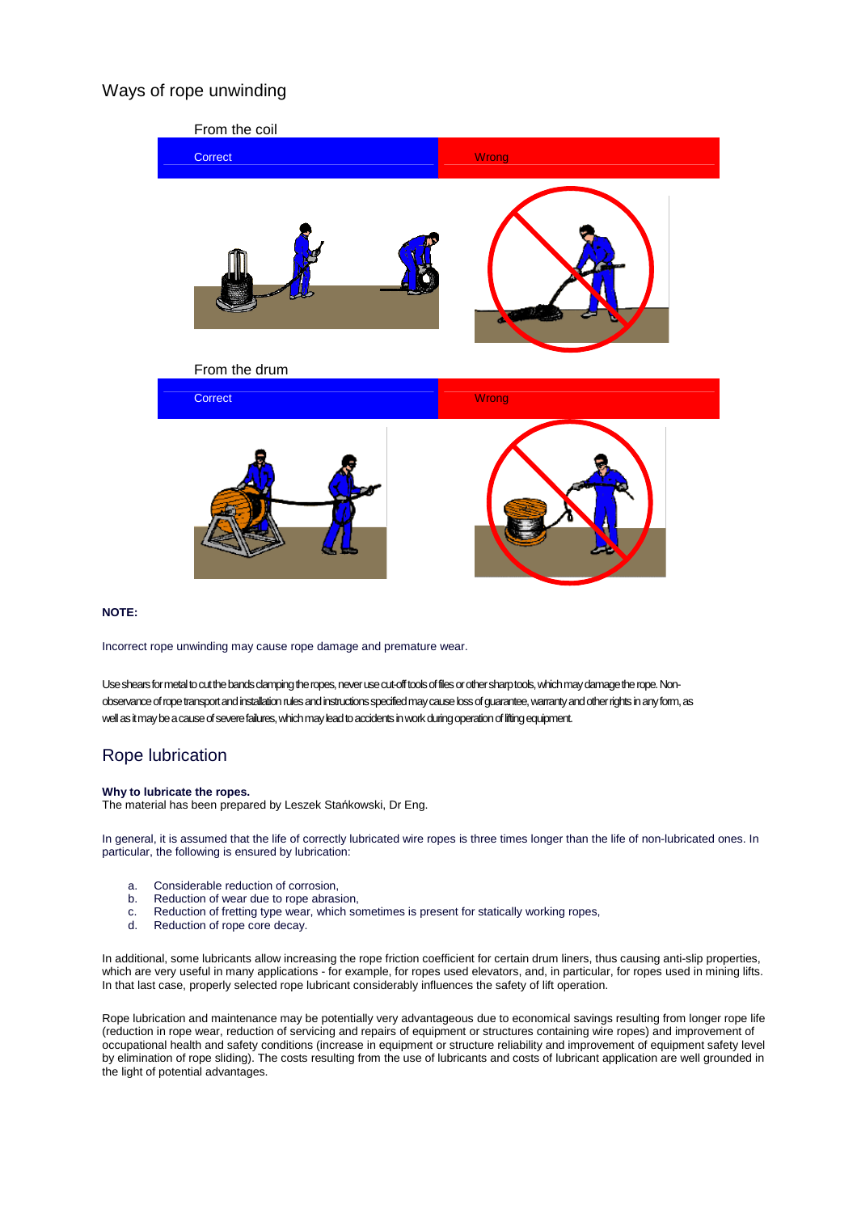## Ways of rope unwinding

From the coil

| Correct | Wrong |
| --- | --- |

From the drum

| Correct | Wrong |
| --- | --- |

**NOTE:**

Incorrect rope unwinding may cause rope damage and premature wear.

Use shears for metal to cut the bands clamping the ropes, never use cut-off tools of files or other sharp tools, which may damage the rope. Non-observance of rope transport and installation rules and instructions specified may cause loss of guarantee, warranty and other rights in any form, as well as it may be a cause of severe failures, which may lead to accidents in work during operation of lifting equipment.

## Rope lubrication

**Why to lubricate the ropes.**
The material has been prepared by Leszek Stańkowski, Dr Eng.

In general, it is assumed that the life of correctly lubricated wire ropes is three times longer than the life of non-lubricated ones. In particular, the following is ensured by lubrication:

a. Considerable reduction of corrosion,
b. Reduction of wear due to rope abrasion,
c. Reduction of fretting type wear, which sometimes is present for statically working ropes,
d. Reduction of rope core decay.

In additional, some lubricants allow increasing the rope friction coefficient for certain drum liners, thus causing anti-slip properties, which are very useful in many applications - for example, for ropes used elevators, and, in particular, for ropes used in mining lifts. In that last case, properly selected rope lubricant considerably influences the safety of lift operation.

Rope lubrication and maintenance may be potentially very advantageous due to economical savings resulting from longer rope life (reduction in rope wear, reduction of servicing and repairs of equipment or structures containing wire ropes) and improvement of occupational health and safety conditions (increase in equipment or structure reliability and improvement of equipment safety level by elimination of rope sliding). The costs resulting from the use of lubricants and costs of lubricant application are well grounded in the light of potential advantages.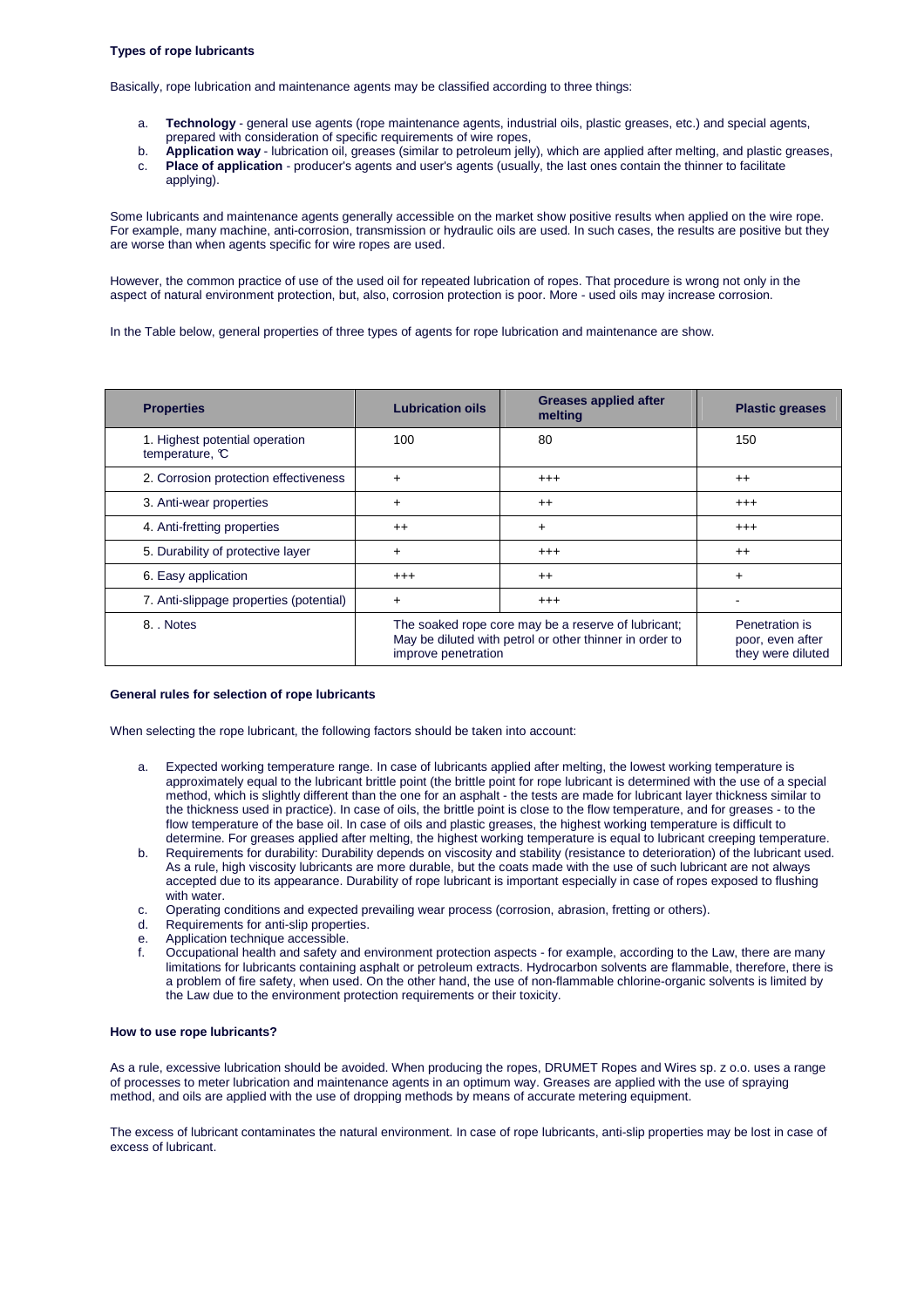**Types of rope lubricants**

Basically, rope lubrication and maintenance agents may be classified according to three things:

a. **Technology** - general use agents (rope maintenance agents, industrial oils, plastic greases, etc.) and special agents, prepared with consideration of specific requirements of wire ropes,
b. **Application way** - lubrication oil, greases (similar to petroleum jelly), which are applied after melting, and plastic greases,
c. **Place of application** - producer's agents and user's agents (usually, the last ones contain the thinner to facilitate applying).

Some lubricants and maintenance agents generally accessible on the market show positive results when applied on the wire rope. For example, many machine, anti-corrosion, transmission or hydraulic oils are used. In such cases, the results are positive but they are worse than when agents specific for wire ropes are used.

However, the common practice of use of the used oil for repeated lubrication of ropes. That procedure is wrong not only in the aspect of natural environment protection, but, also, corrosion protection is poor. More - used oils may increase corrosion.

In the Table below, general properties of three types of agents for rope lubrication and maintenance are show.

| Properties | Lubrication oils | Greases applied after melting | Plastic greases |
|---|---|---|---|
| 1. Highest potential operation temperature, ℃ | 100 | 80 | 150 |
| 2. Corrosion protection effectiveness | + | +++ | ++ |
| 3. Anti-wear properties | + | ++ | +++ |
| 4. Anti-fretting properties | ++ | + | +++ |
| 5. Durability of protective layer | + | +++ | ++ |
| 6. Easy application | +++ | ++ | + |
| 7. Anti-slippage properties (potential) | + | +++ | - |
| 8. . Notes | The soaked rope core may be a reserve of lubricant; May be diluted with petrol or other thinner in order to improve penetration | | Penetration is poor, even after they were diluted |

**General rules for selection of rope lubricants**

When selecting the rope lubricant, the following factors should be taken into account:

a. Expected working temperature range. In case of lubricants applied after melting, the lowest working temperature is approximately equal to the lubricant brittle point (the brittle point for rope lubricant is determined with the use of a special method, which is slightly different than the one for an asphalt - the tests are made for lubricant layer thickness similar to the thickness used in practice). In case of oils, the brittle point is close to the flow temperature, and for greases - to the flow temperature of the base oil. In case of oils and plastic greases, the highest working temperature is difficult to determine. For greases applied after melting, the highest working temperature is equal to lubricant creeping temperature.
b. Requirements for durability: Durability depends on viscosity and stability (resistance to deterioration) of the lubricant used. As a rule, high viscosity lubricants are more durable, but the coats made with the use of such lubricant are not always accepted due to its appearance. Durability of rope lubricant is important especially in case of ropes exposed to flushing with water.
c. Operating conditions and expected prevailing wear process (corrosion, abrasion, fretting or others).
d. Requirements for anti-slip properties.
e. Application technique accessible.
f. Occupational health and safety and environment protection aspects - for example, according to the Law, there are many limitations for lubricants containing asphalt or petroleum extracts. Hydrocarbon solvents are flammable, therefore, there is a problem of fire safety, when used. On the other hand, the use of non-flammable chlorine-organic solvents is limited by the Law due to the environment protection requirements or their toxicity.

**How to use rope lubricants?**

As a rule, excessive lubrication should be avoided. When producing the ropes, DRUMET Ropes and Wires sp. z o.o. uses a range of processes to meter lubrication and maintenance agents in an optimum way. Greases are applied with the use of spraying method, and oils are applied with the use of dropping methods by means of accurate metering equipment.

The excess of lubricant contaminates the natural environment. In case of rope lubricants, anti-slip properties may be lost in case of excess of lubricant.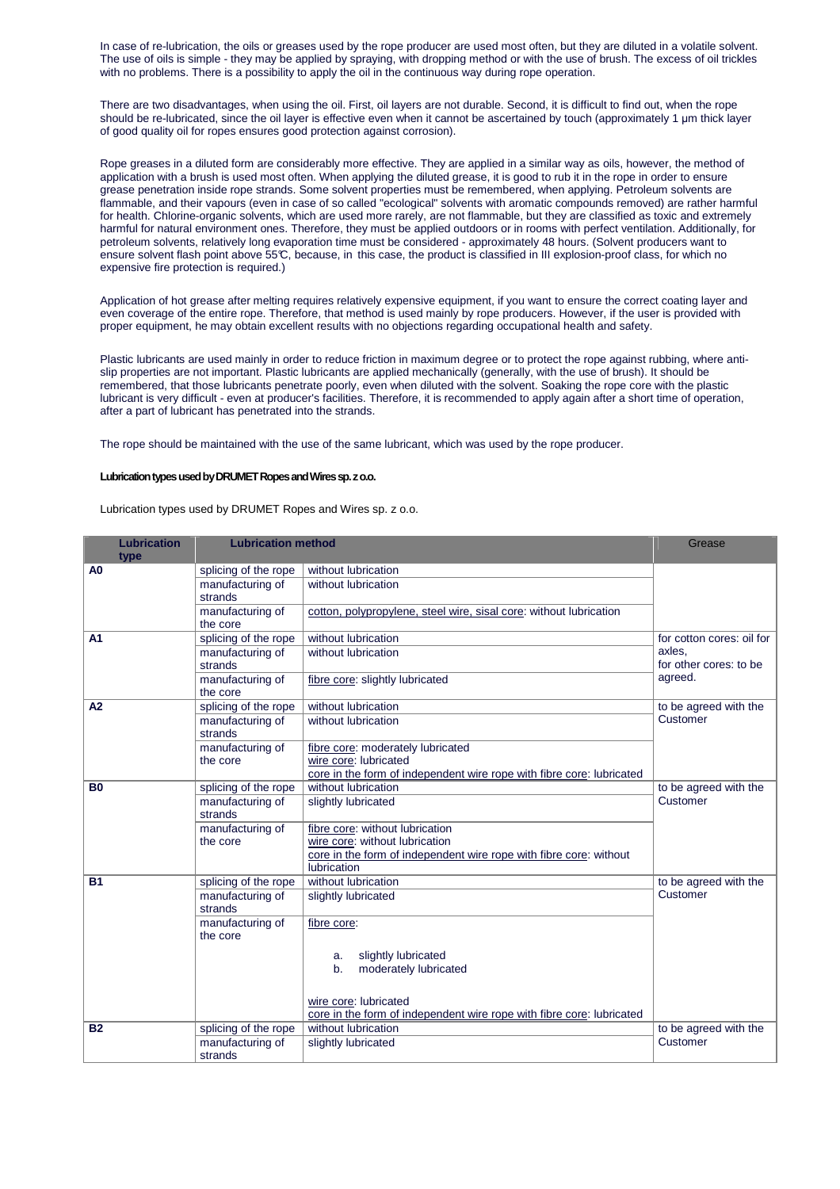In case of re-lubrication, the oils or greases used by the rope producer are used most often, but they are diluted in a volatile solvent. The use of oils is simple - they may be applied by spraying, with dropping method or with the use of brush. The excess of oil trickles with no problems. There is a possibility to apply the oil in the continuous way during rope operation.

There are two disadvantages, when using the oil. First, oil layers are not durable. Second, it is difficult to find out, when the rope should be re-lubricated, since the oil layer is effective even when it cannot be ascertained by touch (approximately 1 μm thick layer of good quality oil for ropes ensures good protection against corrosion).

Rope greases in a diluted form are considerably more effective. They are applied in a similar way as oils, however, the method of application with a brush is used most often. When applying the diluted grease, it is good to rub it in the rope in order to ensure grease penetration inside rope strands. Some solvent properties must be remembered, when applying. Petroleum solvents are flammable, and their vapours (even in case of so called "ecological" solvents with aromatic compounds removed) are rather harmful for health. Chlorine-organic solvents, which are used more rarely, are not flammable, but they are classified as toxic and extremely harmful for natural environment ones. Therefore, they must be applied outdoors or in rooms with perfect ventilation. Additionally, for petroleum solvents, relatively long evaporation time must be considered - approximately 48 hours. (Solvent producers want to ensure solvent flash point above 55°C, because, in this case, the product is classified in III explosion-proof class, for which no expensive fire protection is required.)

Application of hot grease after melting requires relatively expensive equipment, if you want to ensure the correct coating layer and even coverage of the entire rope. Therefore, that method is used mainly by rope producers. However, if the user is provided with proper equipment, he may obtain excellent results with no objections regarding occupational health and safety.

Plastic lubricants are used mainly in order to reduce friction in maximum degree or to protect the rope against rubbing, where anti-slip properties are not important. Plastic lubricants are applied mechanically (generally, with the use of brush). It should be remembered, that those lubricants penetrate poorly, even when diluted with the solvent. Soaking the rope core with the plastic lubricant is very difficult - even at producer's facilities. Therefore, it is recommended to apply again after a short time of operation, after a part of lubricant has penetrated into the strands.

The rope should be maintained with the use of the same lubricant, which was used by the rope producer.

**Lubrication types used by DRUMET Ropes and Wires sp. z o.o.**

Lubrication types used by DRUMET Ropes and Wires sp. z o.o.

| Lubrication type | Lubrication method | | Grease |
|---|---|---|---|
| **A0** | splicing of the rope | without lubrication | |
| | manufacturing of strands | without lubrication | |
| | manufacturing of the core | cotton, polypropylene, steel wire, sisal core: without lubrication | |
| **A1** | splicing of the rope | without lubrication | for cotton cores: oil for axles, for other cores: to be agreed. |
| | manufacturing of strands | without lubrication | |
| | manufacturing of the core | fibre core: slightly lubricated | |
| **A2** | splicing of the rope | without lubrication | to be agreed with the Customer |
| | manufacturing of strands | without lubrication | |
| | manufacturing of the core | fibre core: moderately lubricated<br>wire core: lubricated<br>core in the form of independent wire rope with fibre core: lubricated | |
| **B0** | splicing of the rope | without lubrication | to be agreed with the Customer |
| | manufacturing of strands | slightly lubricated | |
| | manufacturing of the core | fibre core: without lubrication<br>wire core: without lubrication<br>core in the form of independent wire rope with fibre core: without lubrication | |
| **B1** | splicing of the rope | without lubrication | to be agreed with the Customer |
| | manufacturing of strands | slightly lubricated | |
| | manufacturing of the core | fibre core:<br>a. slightly lubricated<br>b. moderately lubricated<br>wire core: lubricated<br>core in the form of independent wire rope with fibre core: lubricated | |
| **B2** | splicing of the rope | without lubrication | to be agreed with the Customer |
| | manufacturing of strands | slightly lubricated | |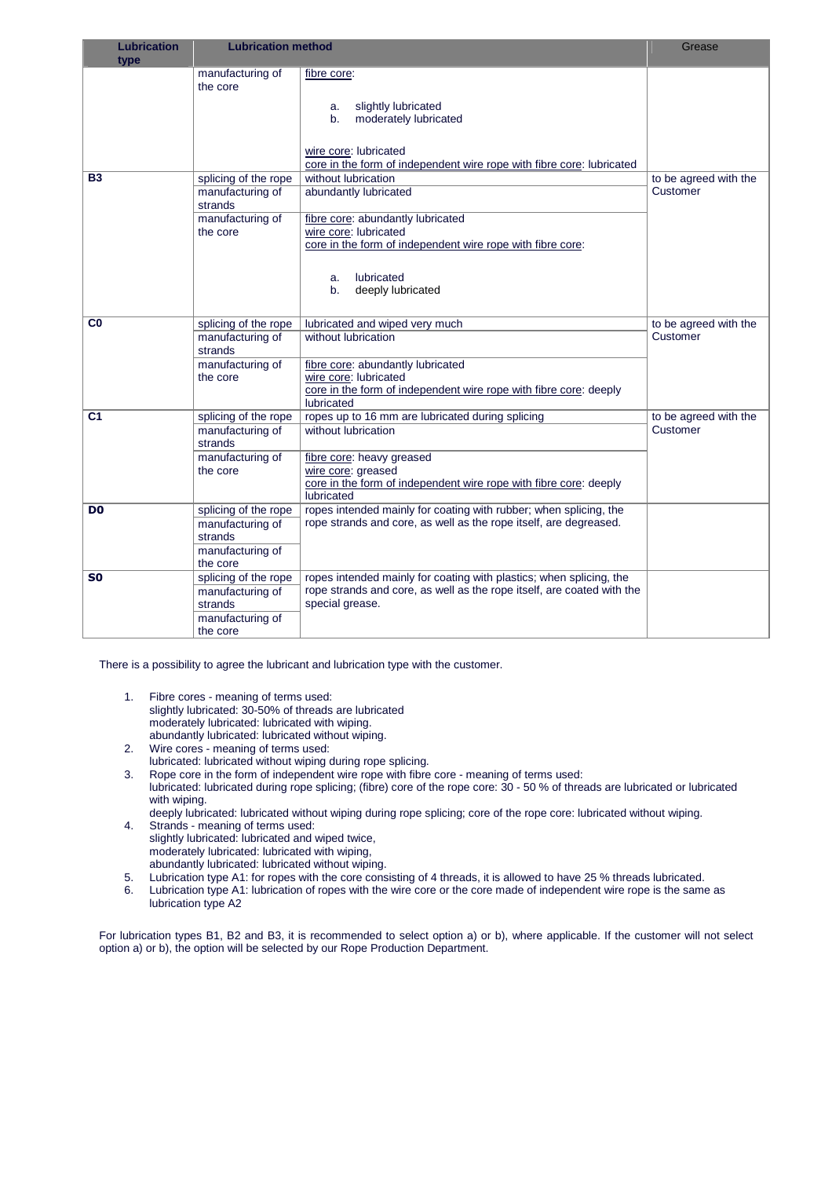| Lubrication type | Lubrication method | | Grease |
|---|---|---|---|
| | manufacturing of the core | fibre core:<br>a. slightly lubricated<br>b. moderately lubricated<br><br>wire core: lubricated<br>core in the form of independent wire rope with fibre core: lubricated | |
| **B3** | splicing of the rope | without lubrication | to be agreed with the Customer |
| | manufacturing of strands | abundantly lubricated | |
| | manufacturing of the core | fibre core: abundantly lubricated<br>wire core: lubricated<br>core in the form of independent wire rope with fibre core:<br>a. lubricated<br>b. deeply lubricated | |
| **C0** | splicing of the rope | lubricated and wiped very much | to be agreed with the Customer |
| | manufacturing of strands | without lubrication | |
| | manufacturing of the core | fibre core: abundantly lubricated<br>wire core: lubricated<br>core in the form of independent wire rope with fibre core: deeply lubricated | |
| **C1** | splicing of the rope | ropes up to 16 mm are lubricated during splicing | to be agreed with the Customer |
| | manufacturing of strands | without lubrication | |
| | manufacturing of the core | fibre core: heavy greased<br>wire core: greased<br>core in the form of independent wire rope with fibre core: deeply lubricated | |
| **D0** | splicing of the rope | ropes intended mainly for coating with rubber; when splicing, the rope strands and core, as well as the rope itself, are degreased. | |
| | manufacturing of strands | | |
| | manufacturing of the core | | |
| **S0** | splicing of the rope | ropes intended mainly for coating with plastics; when splicing, the rope strands and core, as well as the rope itself, are coated with the special grease. | |
| | manufacturing of strands | | |
| | manufacturing of the core | | |

There is a possibility to agree the lubricant and lubrication type with the customer.

1. Fibre cores - meaning of terms used:
   slightly lubricated: 30-50% of threads are lubricated
   moderately lubricated: lubricated with wiping.
   abundantly lubricated: lubricated without wiping.
2. Wire cores - meaning of terms used:
   lubricated: lubricated without wiping during rope splicing.
3. Rope core in the form of independent wire rope with fibre core - meaning of terms used:
   lubricated: lubricated during rope splicing; (fibre) core of the rope core: 30 - 50 % of threads are lubricated or lubricated with wiping.
   deeply lubricated: lubricated without wiping during rope splicing; core of the rope core: lubricated without wiping.
4. Strands - meaning of terms used:
   slightly lubricated: lubricated and wiped twice,
   moderately lubricated: lubricated with wiping,
   abundantly lubricated: lubricated without wiping.
5. Lubrication type A1: for ropes with the core consisting of 4 threads, it is allowed to have 25 % threads lubricated.
6. Lubrication type A1: lubrication of ropes with the wire core or the core made of independent wire rope is the same as lubrication type A2

For lubrication types B1, B2 and B3, it is recommended to select option a) or b), where applicable. If the customer will not select option a) or b), the option will be selected by our Rope Production Department.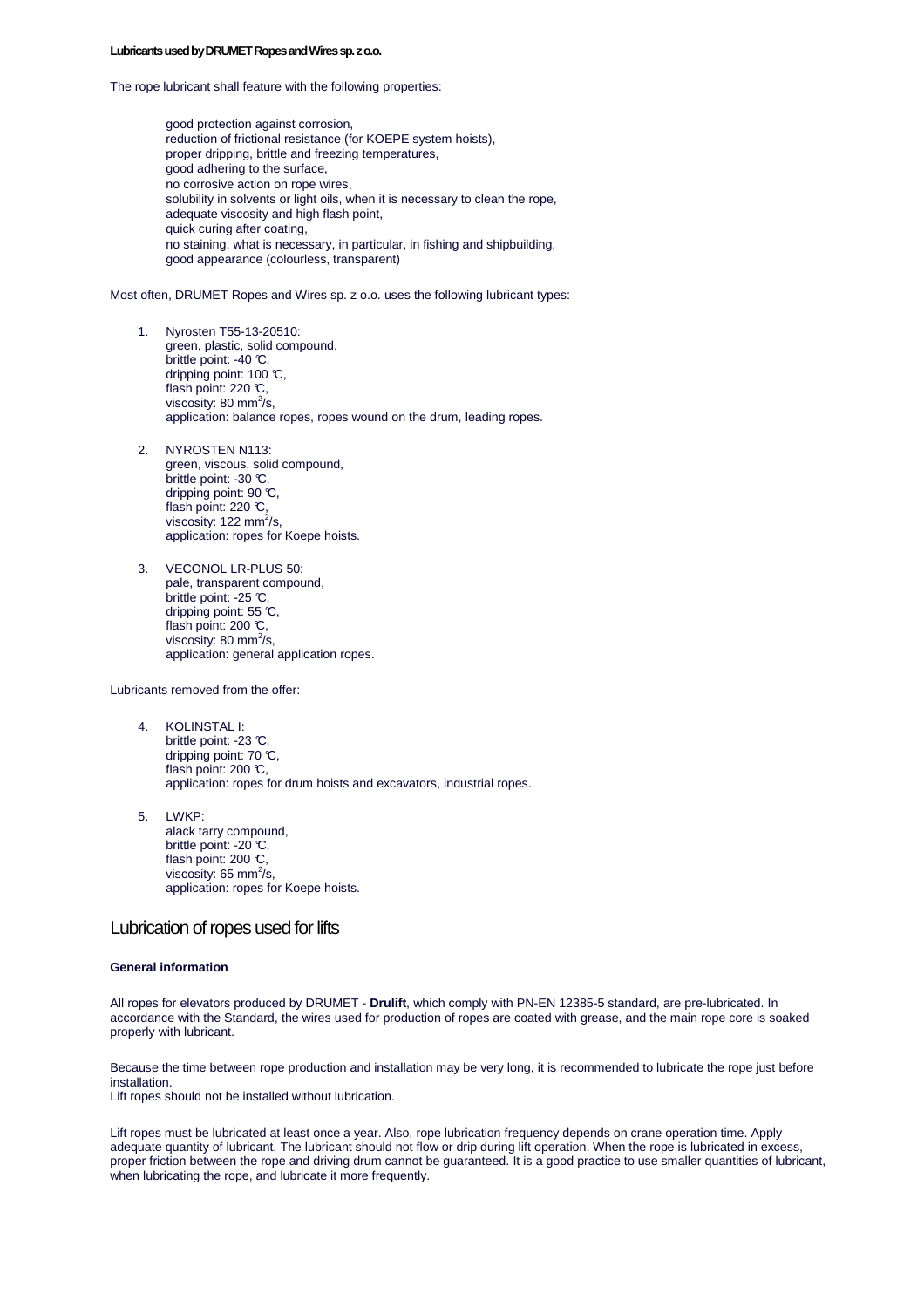**Lubricants used by DRUMET Ropes and Wires sp. z o.o.**

The rope lubricant shall feature with the following properties:

good protection against corrosion,
reduction of frictional resistance (for KOEPE system hoists),
proper dripping, brittle and freezing temperatures,
good adhering to the surface,
no corrosive action on rope wires,
solubility in solvents or light oils, when it is necessary to clean the rope,
adequate viscosity and high flash point,
quick curing after coating,
no staining, what is necessary, in particular, in fishing and shipbuilding,
good appearance (colourless, transparent)

Most often, DRUMET Ropes and Wires sp. z o.o. uses the following lubricant types:

1. Nyrosten T55-13-20510:
   green, plastic, solid compound,
   brittle point: -40 ℃,
   dripping point: 100 ℃,
   flash point: 220 ℃,
   viscosity: 80 $mm^2/s$,
   application: balance ropes, ropes wound on the drum, leading ropes.

2. NYROSTEN N113:
   green, viscous, solid compound,
   brittle point: -30 ℃,
   dripping point: 90 ℃,
   flash point: 220 ℃,
   viscosity: 122 $mm^2/s$,
   application: ropes for Koepe hoists.

3. VECONOL LR-PLUS 50:
   pale, transparent compound,
   brittle point: -25 ℃,
   dripping point: 55 ℃,
   flash point: 200 ℃,
   viscosity: 80 $mm^2/s$,
   application: general application ropes.

Lubricants removed from the offer:

4. KOLINSTAL I:
   brittle point: -23 ℃,
   dripping point: 70 ℃,
   flash point: 200 ℃,
   application: ropes for drum hoists and excavators, industrial ropes.

5. LWKP:
   alack tarry compound,
   brittle point: -20 ℃,
   flash point: 200 ℃,
   viscosity: 65 $mm^2/s$,
   application: ropes for Koepe hoists.

## Lubrication of ropes used for lifts

**General information**

All ropes for elevators produced by DRUMET - **Drulift**, which comply with PN-EN 12385-5 standard, are pre-lubricated. In accordance with the Standard, the wires used for production of ropes are coated with grease, and the main rope core is soaked properly with lubricant.

Because the time between rope production and installation may be very long, it is recommended to lubricate the rope just before installation.
Lift ropes should not be installed without lubrication.

Lift ropes must be lubricated at least once a year. Also, rope lubrication frequency depends on crane operation time. Apply adequate quantity of lubricant. The lubricant should not flow or drip during lift operation. When the rope is lubricated in excess, proper friction between the rope and driving drum cannot be guaranteed. It is a good practice to use smaller quantities of lubricant, when lubricating the rope, and lubricate it more frequently.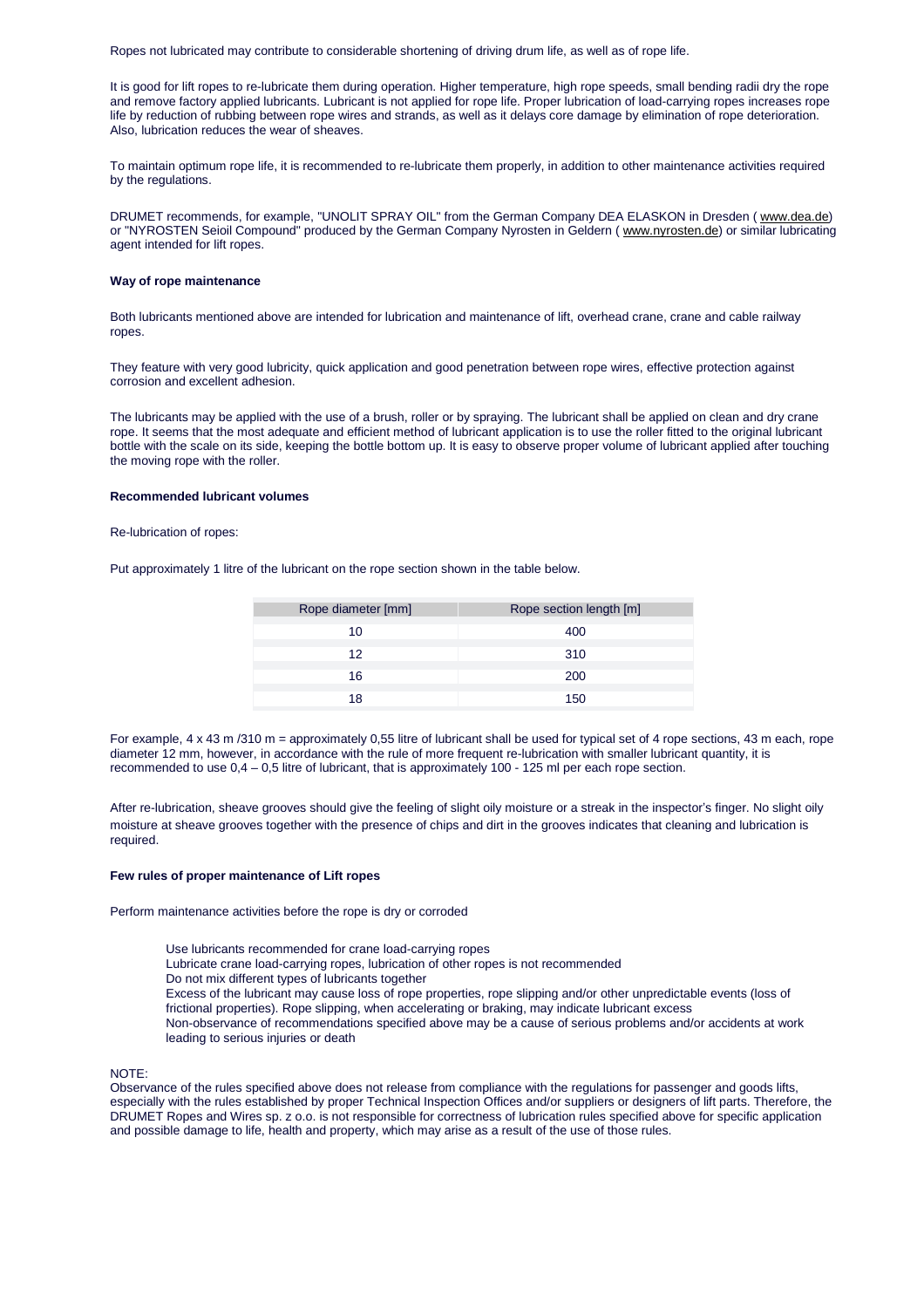Ropes not lubricated may contribute to considerable shortening of driving drum life, as well as of rope life.

It is good for lift ropes to re-lubricate them during operation. Higher temperature, high rope speeds, small bending radii dry the rope and remove factory applied lubricants. Lubricant is not applied for rope life. Proper lubrication of load-carrying ropes increases rope life by reduction of rubbing between rope wires and strands, as well as it delays core damage by elimination of rope deterioration. Also, lubrication reduces the wear of sheaves.

To maintain optimum rope life, it is recommended to re-lubricate them properly, in addition to other maintenance activities required by the regulations.

DRUMET recommends, for example, "UNOLIT SPRAY OIL" from the German Company DEA ELASKON in Dresden ( www.dea.de) or "NYROSTEN Seioil Compound" produced by the German Company Nyrosten in Geldern ( www.nyrosten.de) or similar lubricating agent intended for lift ropes.

**Way of rope maintenance**

Both lubricants mentioned above are intended for lubrication and maintenance of lift, overhead crane, crane and cable railway ropes.

They feature with very good lubricity, quick application and good penetration between rope wires, effective protection against corrosion and excellent adhesion.

The lubricants may be applied with the use of a brush, roller or by spraying. The lubricant shall be applied on clean and dry crane rope. It seems that the most adequate and efficient method of lubricant application is to use the roller fitted to the original lubricant bottle with the scale on its side, keeping the bottle bottom up. It is easy to observe proper volume of lubricant applied after touching the moving rope with the roller.

**Recommended lubricant volumes**

Re-lubrication of ropes:

Put approximately 1 litre of the lubricant on the rope section shown in the table below.

| Rope diameter [mm] | Rope section length [m] |
|---|---|
| 10 | 400 |
| 12 | 310 |
| 16 | 200 |
| 18 | 150 |

For example, 4 x 43 m /310 m = approximately 0,55 litre of lubricant shall be used for typical set of 4 rope sections, 43 m each, rope diameter 12 mm, however, in accordance with the rule of more frequent re-lubrication with smaller lubricant quantity, it is recommended to use 0,4 – 0,5 litre of lubricant, that is approximately 100 - 125 ml per each rope section.

After re-lubrication, sheave grooves should give the feeling of slight oily moisture or a streak in the inspector's finger. No slight oily moisture at sheave grooves together with the presence of chips and dirt in the grooves indicates that cleaning and lubrication is required.

**Few rules of proper maintenance of Lift ropes**

Perform maintenance activities before the rope is dry or corroded

- Use lubricants recommended for crane load-carrying ropes
- Lubricate crane load-carrying ropes, lubrication of other ropes is not recommended
- Do not mix different types of lubricants together
- Excess of the lubricant may cause loss of rope properties, rope slipping and/or other unpredictable events (loss of frictional properties). Rope slipping, when accelerating or braking, may indicate lubricant excess
- Non-observance of recommendations specified above may be a cause of serious problems and/or accidents at work leading to serious injuries or death

NOTE:
Observance of the rules specified above does not release from compliance with the regulations for passenger and goods lifts, especially with the rules established by proper Technical Inspection Offices and/or suppliers or designers of lift parts. Therefore, the DRUMET Ropes and Wires sp. z o.o. is not responsible for correctness of lubrication rules specified above for specific application and possible damage to life, health and property, which may arise as a result of the use of those rules.